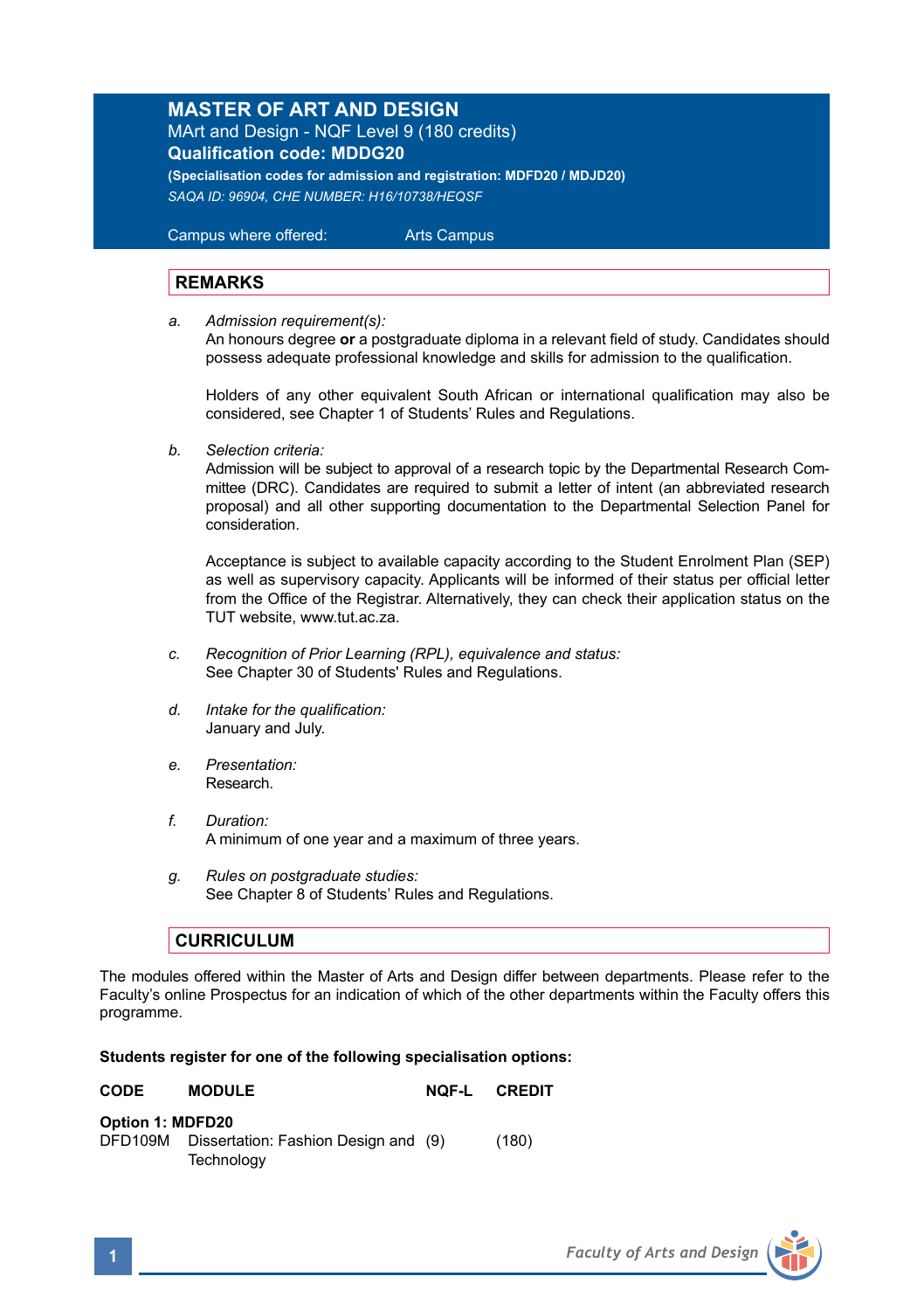# MASTER OF ART AND DESIGN

MArt and Design - NQF Level 9 (180 credits)

**Qualification code: MDDG20**

**(Specialisation codes for admission and registration: MDFD20 / MDJD20)**

*SAQA ID: 96904, CHE NUMBER: H16/10738/HEQSF*

Campus where offered: Arts Campus

## REMARKS

a. *Admission requirement(s):*
An honours degree **or** a postgraduate diploma in a relevant field of study. Candidates should possess adequate professional knowledge and skills for admission to the qualification.

Holders of any other equivalent South African or international qualification may also be considered, see Chapter 1 of Students' Rules and Regulations.

b. *Selection criteria:*
Admission will be subject to approval of a research topic by the Departmental Research Committee (DRC). Candidates are required to submit a letter of intent (an abbreviated research proposal) and all other supporting documentation to the Departmental Selection Panel for consideration.

Acceptance is subject to available capacity according to the Student Enrolment Plan (SEP) as well as supervisory capacity. Applicants will be informed of their status per official letter from the Office of the Registrar. Alternatively, they can check their application status on the TUT website, www.tut.ac.za.

c. *Recognition of Prior Learning (RPL), equivalence and status:*
See Chapter 30 of Students' Rules and Regulations.

d. *Intake for the qualification:*
January and July.

e. *Presentation:*
Research.

f. *Duration:*
A minimum of one year and a maximum of three years.

g. *Rules on postgraduate studies:*
See Chapter 8 of Students' Rules and Regulations.

## CURRICULUM

The modules offered within the Master of Arts and Design differ between departments. Please refer to the Faculty's online Prospectus for an indication of which of the other departments within the Faculty offers this programme.

**Students register for one of the following specialisation options:**

| CODE | MODULE | NQF-L | CREDIT |
|---|---|---|---|
| **Option 1: MDFD20** | | | |
| DFD109M | Dissertation: Fashion Design and Technology | (9) | (180) |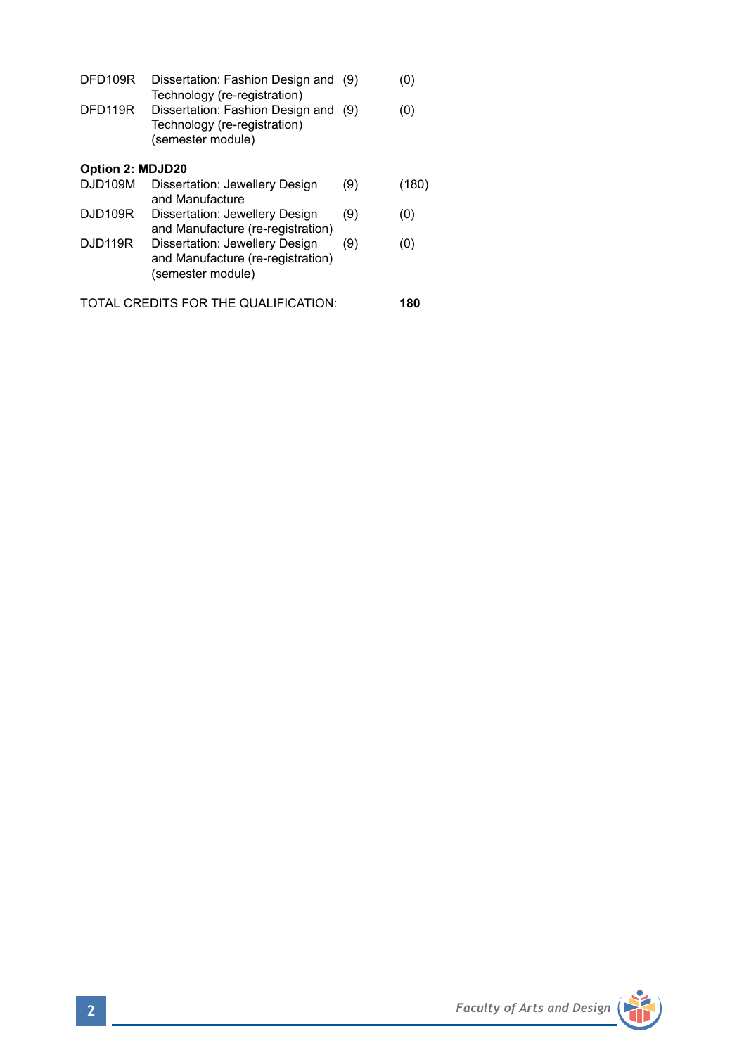| | | | |
|---|---|---|---|
| DFD109R | Dissertation: Fashion Design and Technology (re-registration) | (9) | (0) |
| DFD119R | Dissertation: Fashion Design and Technology (re-registration) (semester module) | (9) | (0) |

**Option 2: MDJD20**

| | | | |
|---|---|---|---|
| DJD109M | Dissertation: Jewellery Design and Manufacture | (9) | (180) |
| DJD109R | Dissertation: Jewellery Design and Manufacture (re-registration) | (9) | (0) |
| DJD119R | Dissertation: Jewellery Design and Manufacture (re-registration) (semester module) | (9) | (0) |

TOTAL CREDITS FOR THE QUALIFICATION: **180**